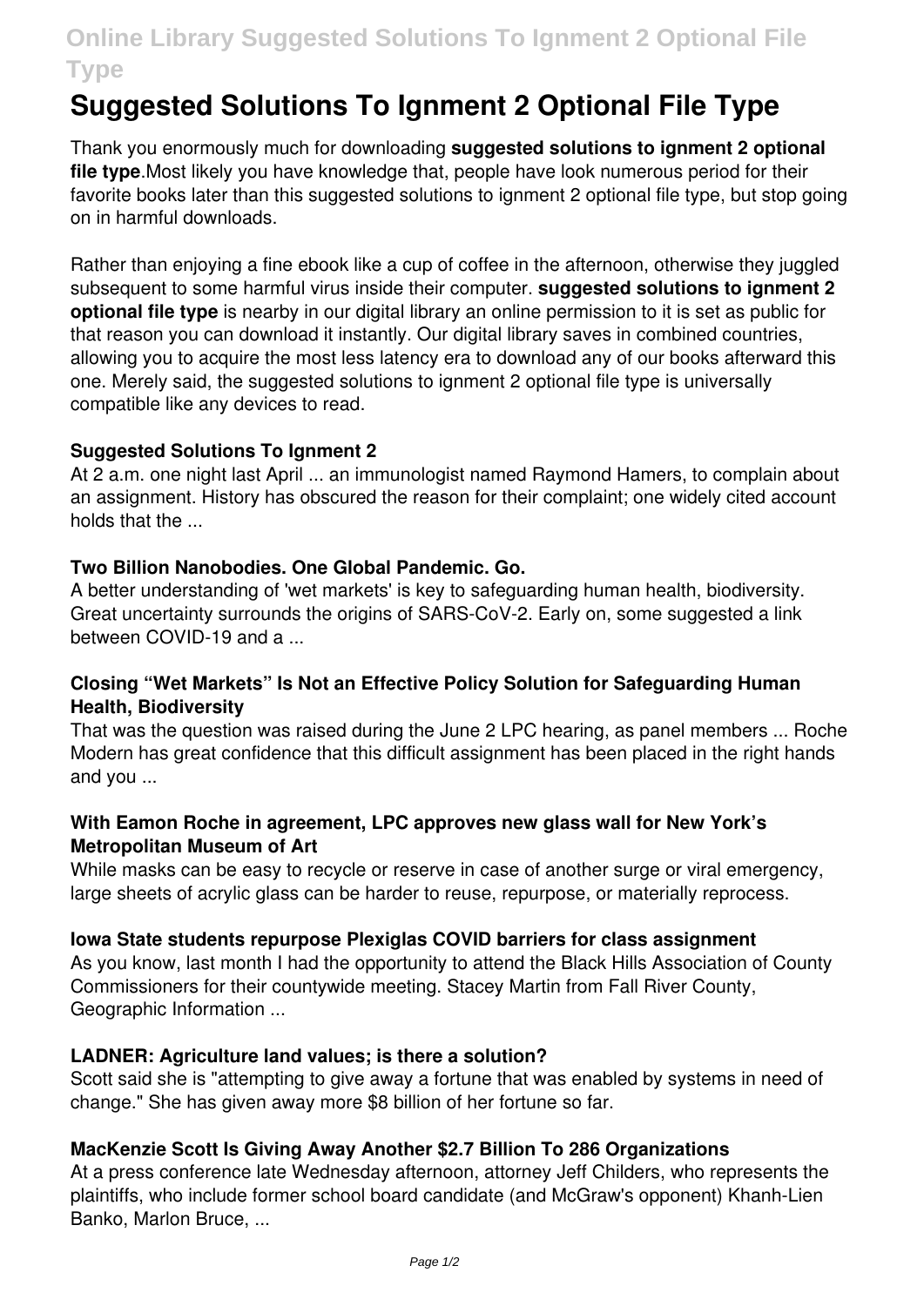# Suggested Solutions To Ignment 2 Optional File Type

Thank you enormously much for downloading **suggested solutions to ignment 2 optional file type**.Most likely you have knowledge that, people have look numerous period for their favorite books later than this suggested solutions to ignment 2 optional file type, but stop going on in harmful downloads.

Rather than enjoying a fine ebook like a cup of coffee in the afternoon, otherwise they juggled subsequent to some harmful virus inside their computer. **suggested solutions to ignment 2 optional file type** is nearby in our digital library an online permission to it is set as public for that reason you can download it instantly. Our digital library saves in combined countries, allowing you to acquire the most less latency era to download any of our books afterward this one. Merely said, the suggested solutions to ignment 2 optional file type is universally compatible like any devices to read.

### Suggested Solutions To Ignment 2

At 2 a.m. one night last April ... an immunologist named Raymond Hamers, to complain about an assignment. History has obscured the reason for their complaint; one widely cited account holds that the ...

### Two Billion Nanobodies. One Global Pandemic. Go.

A better understanding of 'wet markets' is key to safeguarding human health, biodiversity. Great uncertainty surrounds the origins of SARS-CoV-2. Early on, some suggested a link between COVID-19 and a ...

### Closing "Wet Markets" Is Not an Effective Policy Solution for Safeguarding Human Health, Biodiversity

That was the question was raised during the June 2 LPC hearing, as panel members ... Roche Modern has great confidence that this difficult assignment has been placed in the right hands and you ...

### With Eamon Roche in agreement, LPC approves new glass wall for New York's Metropolitan Museum of Art

While masks can be easy to recycle or reserve in case of another surge or viral emergency, large sheets of acrylic glass can be harder to reuse, repurpose, or materially reprocess.

### Iowa State students repurpose Plexiglas COVID barriers for class assignment

As you know, last month I had the opportunity to attend the Black Hills Association of County Commissioners for their countywide meeting. Stacey Martin from Fall River County, Geographic Information ...

### LADNER: Agriculture land values; is there a solution?

Scott said she is "attempting to give away a fortune that was enabled by systems in need of change." She has given away more $8 billion of her fortune so far.

### MacKenzie Scott Is Giving Away Another $2.7 Billion To 286 Organizations

At a press conference late Wednesday afternoon, attorney Jeff Childers, who represents the plaintiffs, who include former school board candidate (and McGraw's opponent) Khanh-Lien Banko, Marlon Bruce, ...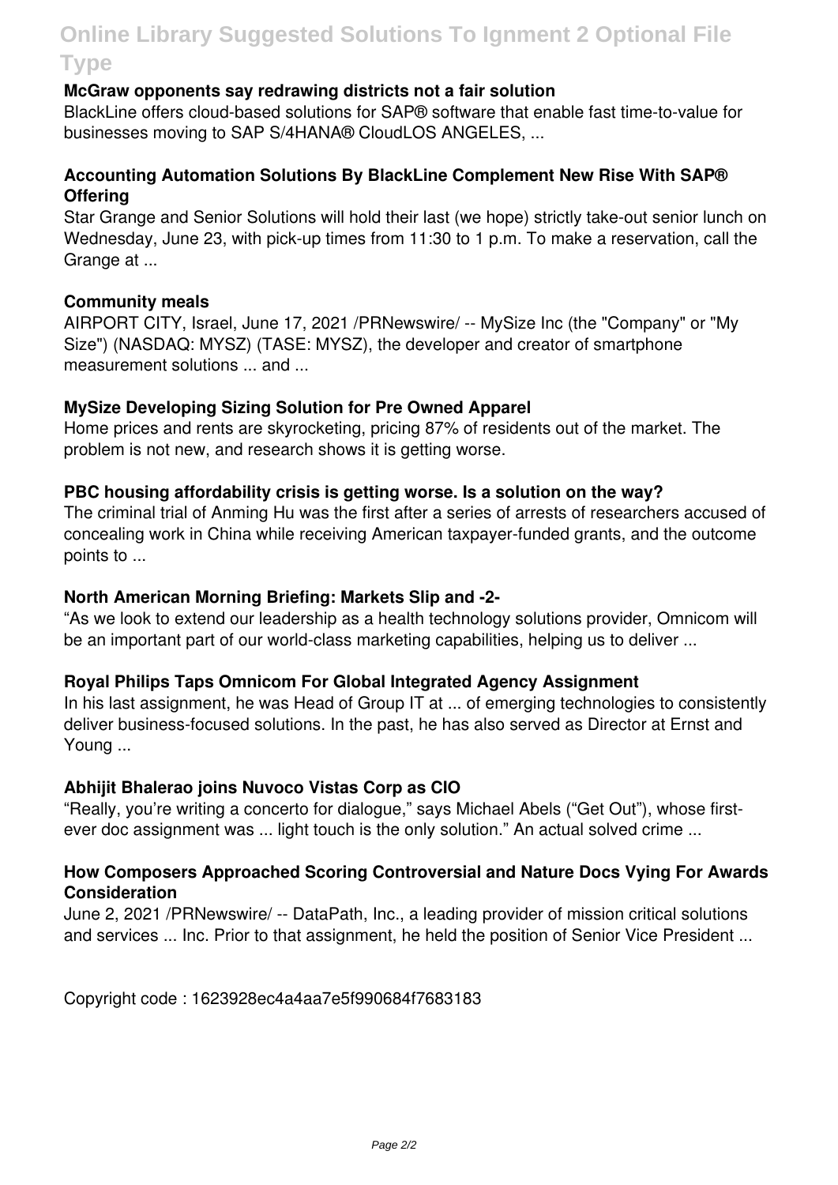**McGraw opponents say redrawing districts not a fair solution**

BlackLine offers cloud-based solutions for SAP® software that enable fast time-to-value for businesses moving to SAP S/4HANA® CloudLOS ANGELES, ...

**Accounting Automation Solutions By BlackLine Complement New Rise With SAP® Offering**

Star Grange and Senior Solutions will hold their last (we hope) strictly take-out senior lunch on Wednesday, June 23, with pick-up times from 11:30 to 1 p.m. To make a reservation, call the Grange at ...

**Community meals**

AIRPORT CITY, Israel, June 17, 2021 /PRNewswire/ -- MySize Inc (the "Company" or "My Size") (NASDAQ: MYSZ) (TASE: MYSZ), the developer and creator of smartphone measurement solutions ... and ...

**MySize Developing Sizing Solution for Pre Owned Apparel**

Home prices and rents are skyrocketing, pricing 87% of residents out of the market. The problem is not new, and research shows it is getting worse.

**PBC housing affordability crisis is getting worse. Is a solution on the way?**

The criminal trial of Anming Hu was the first after a series of arrests of researchers accused of concealing work in China while receiving American taxpayer-funded grants, and the outcome points to ...

**North American Morning Briefing: Markets Slip and -2-**

"As we look to extend our leadership as a health technology solutions provider, Omnicom will be an important part of our world-class marketing capabilities, helping us to deliver ...

**Royal Philips Taps Omnicom For Global Integrated Agency Assignment**

In his last assignment, he was Head of Group IT at ... of emerging technologies to consistently deliver business-focused solutions. In the past, he has also served as Director at Ernst and Young ...

**Abhijit Bhalerao joins Nuvoco Vistas Corp as CIO**

"Really, you're writing a concerto for dialogue," says Michael Abels ("Get Out"), whose first-ever doc assignment was ... light touch is the only solution." An actual solved crime ...

**How Composers Approached Scoring Controversial and Nature Docs Vying For Awards Consideration**

June 2, 2021 /PRNewswire/ -- DataPath, Inc., a leading provider of mission critical solutions and services ... Inc. Prior to that assignment, he held the position of Senior Vice President ...

Copyright code : 1623928ec4a4aa7e5f990684f7683183